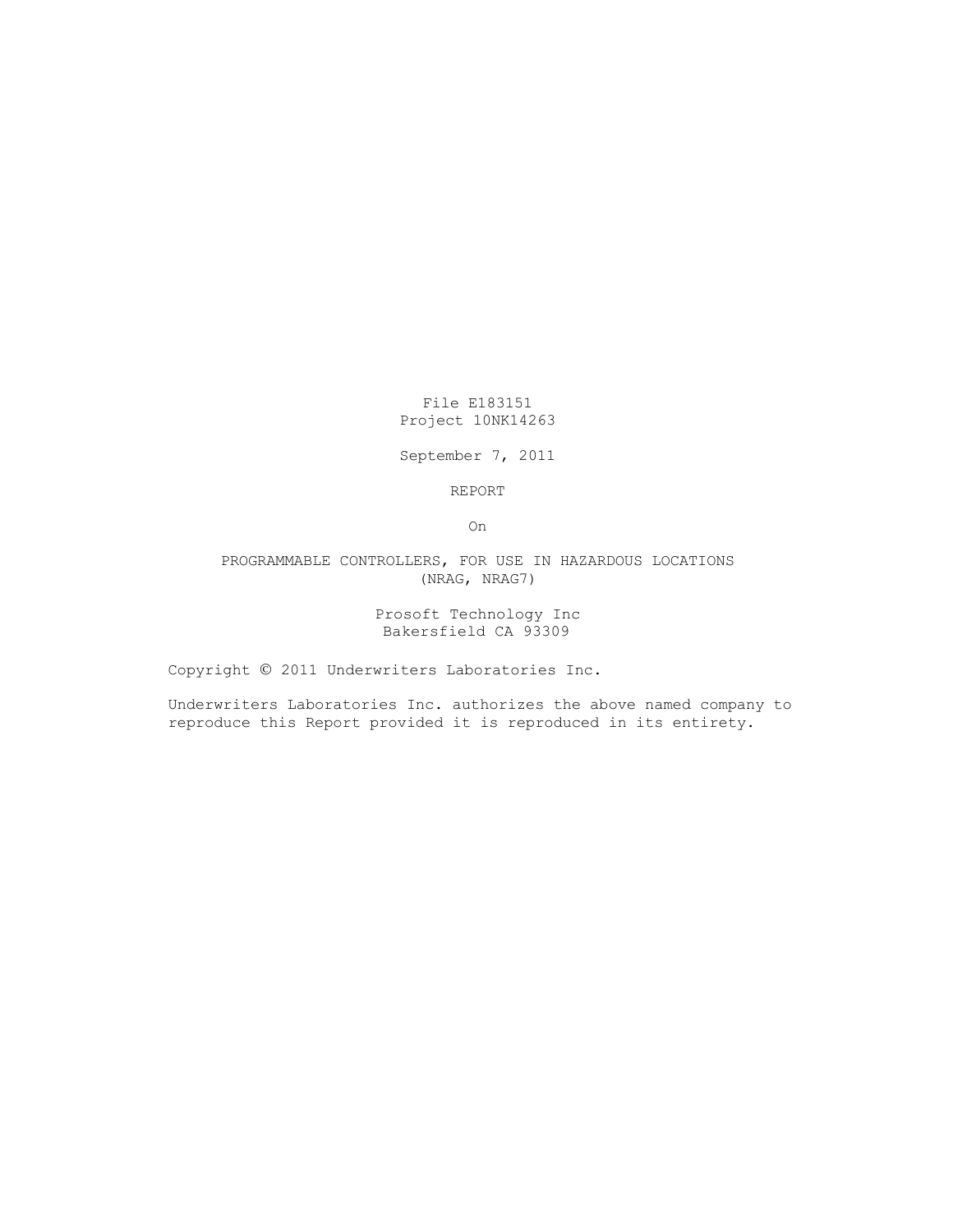File E183151
Project 10NK14263

September 7, 2011

REPORT

On

PROGRAMMABLE CONTROLLERS, FOR USE IN HAZARDOUS LOCATIONS
(NRAG, NRAG7)

Prosoft Technology Inc
Bakersfield CA 93309

Copyright © 2011 Underwriters Laboratories Inc.

Underwriters Laboratories Inc. authorizes the above named company to reproduce this Report provided it is reproduced in its entirety.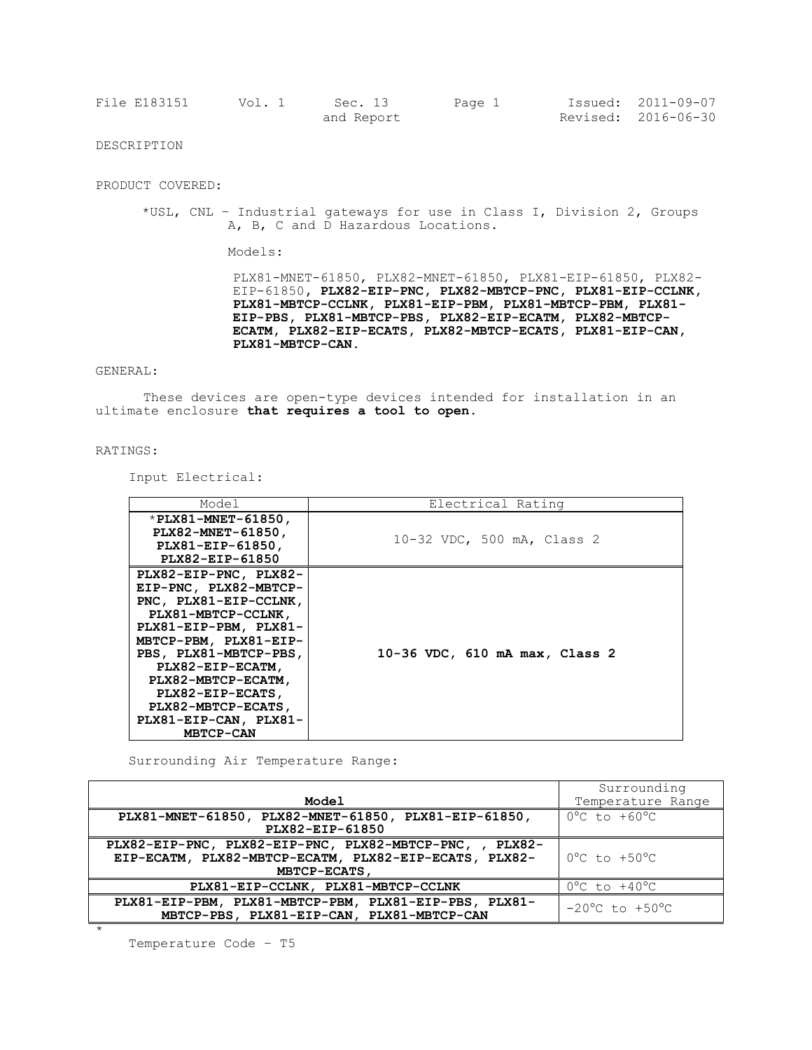File E183151 Vol. 1 Sec. 13 and Report Page 1 Issued: 2011-09-07 Revised: 2016-06-30

DESCRIPTION

PRODUCT COVERED:

*USL, CNL – Industrial gateways for use in Class I, Division 2, Groups A, B, C and D Hazardous Locations.

Models:

PLX81-MNET-61850, PLX82-MNET-61850, PLX81-EIP-61850, PLX82-EIP-61850, **PLX82-EIP-PNC, PLX82-MBTCP-PNC, PLX81-EIP-CCLNK, PLX81-MBTCP-CCLNK, PLX81-EIP-PBM, PLX81-MBTCP-PBM, PLX81-EIP-PBS, PLX81-MBTCP-PBS, PLX82-EIP-ECATM, PLX82-MBTCP-ECATM, PLX82-EIP-ECATS, PLX82-MBTCP-ECATS, PLX81-EIP-CAN, PLX81-MBTCP-CAN.**

GENERAL:

These devices are open-type devices intended for installation in an ultimate enclosure **that requires a tool to open.**

RATINGS:

Input Electrical:

| Model | Electrical Rating |
|---|---|
| ***PLX81-MNET-61850, PLX82-MNET-61850, PLX81-EIP-61850, PLX82-EIP-61850** | 10-32 VDC, 500 mA, Class 2 |
| **PLX82-EIP-PNC, PLX82-EIP-PNC, PLX82-MBTCP-PNC, PLX81-EIP-CCLNK, PLX81-MBTCP-CCLNK, PLX81-EIP-PBM, PLX81-MBTCP-PBM, PLX81-EIP-PBS, PLX81-MBTCP-PBS, PLX82-EIP-ECATM, PLX82-MBTCP-ECATM, PLX82-EIP-ECATS, PLX82-MBTCP-ECATS, PLX81-EIP-CAN, PLX81-MBTCP-CAN** | **10-36 VDC, 610 mA max, Class 2** |

Surrounding Air Temperature Range:

| **Model** | Surrounding Temperature Range |
|---|---|
| **PLX81-MNET-61850, PLX82-MNET-61850, PLX81-EIP-61850, PLX82-EIP-61850** | 0°C to +60°C |
| **PLX82-EIP-PNC, PLX82-EIP-PNC, PLX82-MBTCP-PNC, , PLX82-EIP-ECATM, PLX82-MBTCP-ECATM, PLX82-EIP-ECATS, PLX82-MBTCP-ECATS,** | 0°C to +50°C |
| **PLX81-EIP-CCLNK, PLX81-MBTCP-CCLNK** | 0°C to +40°C |
| **PLX81-EIP-PBM, PLX81-MBTCP-PBM, PLX81-EIP-PBS, PLX81-MBTCP-PBS, PLX81-EIP-CAN, PLX81-MBTCP-CAN** | -20°C to +50°C |

*

Temperature Code – T5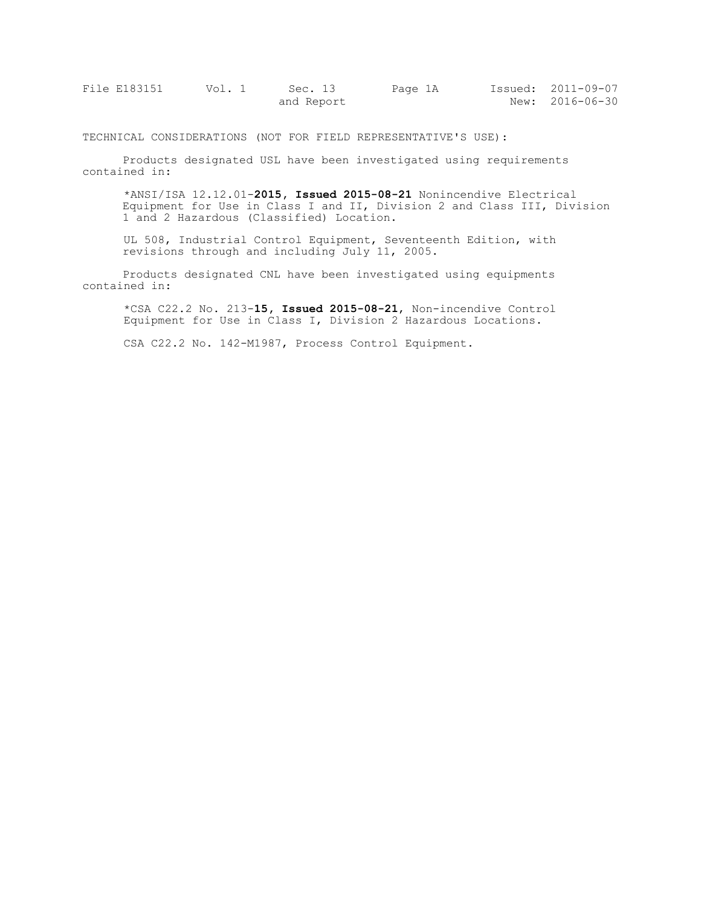TECHNICAL CONSIDERATIONS (NOT FOR FIELD REPRESENTATIVE'S USE):

Products designated USL have been investigated using requirements contained in:

*ANSI/ISA 12.12.01-**2015, Issued 2015-08-21** Nonincendive Electrical Equipment for Use in Class I and II, Division 2 and Class III, Division 1 and 2 Hazardous (Classified) Location.

UL 508, Industrial Control Equipment, Seventeenth Edition, with revisions through and including July 11, 2005.

Products designated CNL have been investigated using equipments contained in:

*CSA C22.2 No. 213-**15, Issued 2015-08-21**, Non-incendive Control Equipment for Use in Class I, Division 2 Hazardous Locations.

CSA C22.2 No. 142-M1987, Process Control Equipment.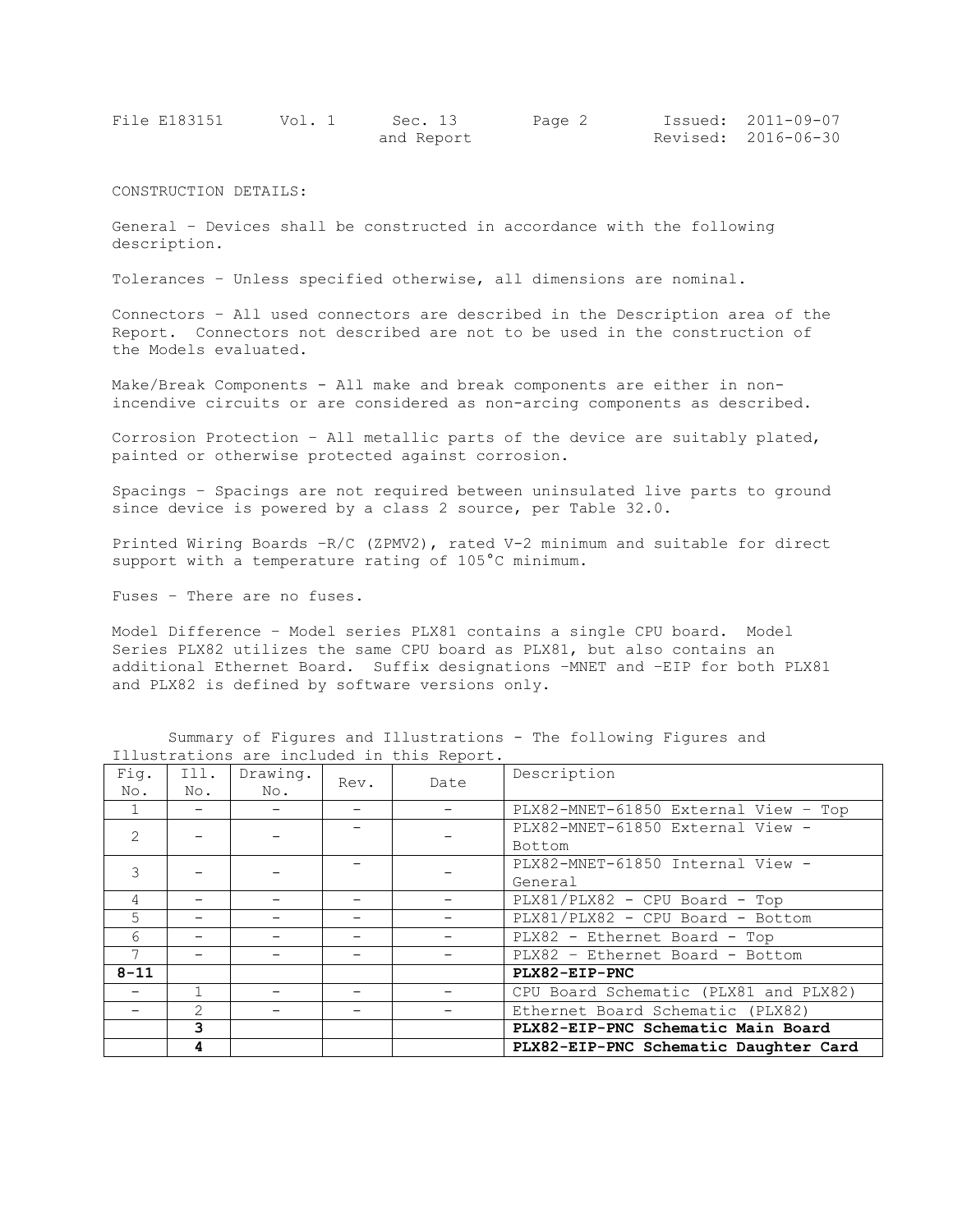CONSTRUCTION DETAILS:

General – Devices shall be constructed in accordance with the following description.

Tolerances – Unless specified otherwise, all dimensions are nominal.

Connectors – All used connectors are described in the Description area of the Report. Connectors not described are not to be used in the construction of the Models evaluated.

Make/Break Components - All make and break components are either in non-incendive circuits or are considered as non-arcing components as described.

Corrosion Protection – All metallic parts of the device are suitably plated, painted or otherwise protected against corrosion.

Spacings – Spacings are not required between uninsulated live parts to ground since device is powered by a class 2 source, per Table 32.0.

Printed Wiring Boards –R/C (ZPMV2), rated V-2 minimum and suitable for direct support with a temperature rating of 105°C minimum.

Fuses – There are no fuses.

Model Difference – Model series PLX81 contains a single CPU board. Model Series PLX82 utilizes the same CPU board as PLX81, but also contains an additional Ethernet Board. Suffix designations –MNET and –EIP for both PLX81 and PLX82 is defined by software versions only.

Summary of Figures and Illustrations - The following Figures and Illustrations are included in this Report.

| Fig. No. | Ill. No. | Drawing. No. | Rev. | Date | Description |
|---|---|---|---|---|---|
| 1 | - | - | - | - | PLX82-MNET-61850 External View – Top |
| 2 | - | - | - | - | PLX82-MNET-61850 External View - Bottom |
| 3 | - | - | - | - | PLX82-MNET-61850 Internal View - General |
| 4 | - | - | - | - | PLX81/PLX82 - CPU Board - Top |
| 5 | - | - | - | - | PLX81/PLX82 - CPU Board - Bottom |
| 6 | - | - | - | - | PLX82 - Ethernet Board - Top |
| 7 | - | - | - | - | PLX82 – Ethernet Board - Bottom |
| **8-11** | | | | | **PLX82-EIP-PNC** |
| - | 1 | - | - | - | CPU Board Schematic (PLX81 and PLX82) |
| - | 2 | - | - | - | Ethernet Board Schematic (PLX82) |
| | **3** | | | | **PLX82-EIP-PNC Schematic Main Board** |
| | **4** | | | | **PLX82-EIP-PNC Schematic Daughter Card** |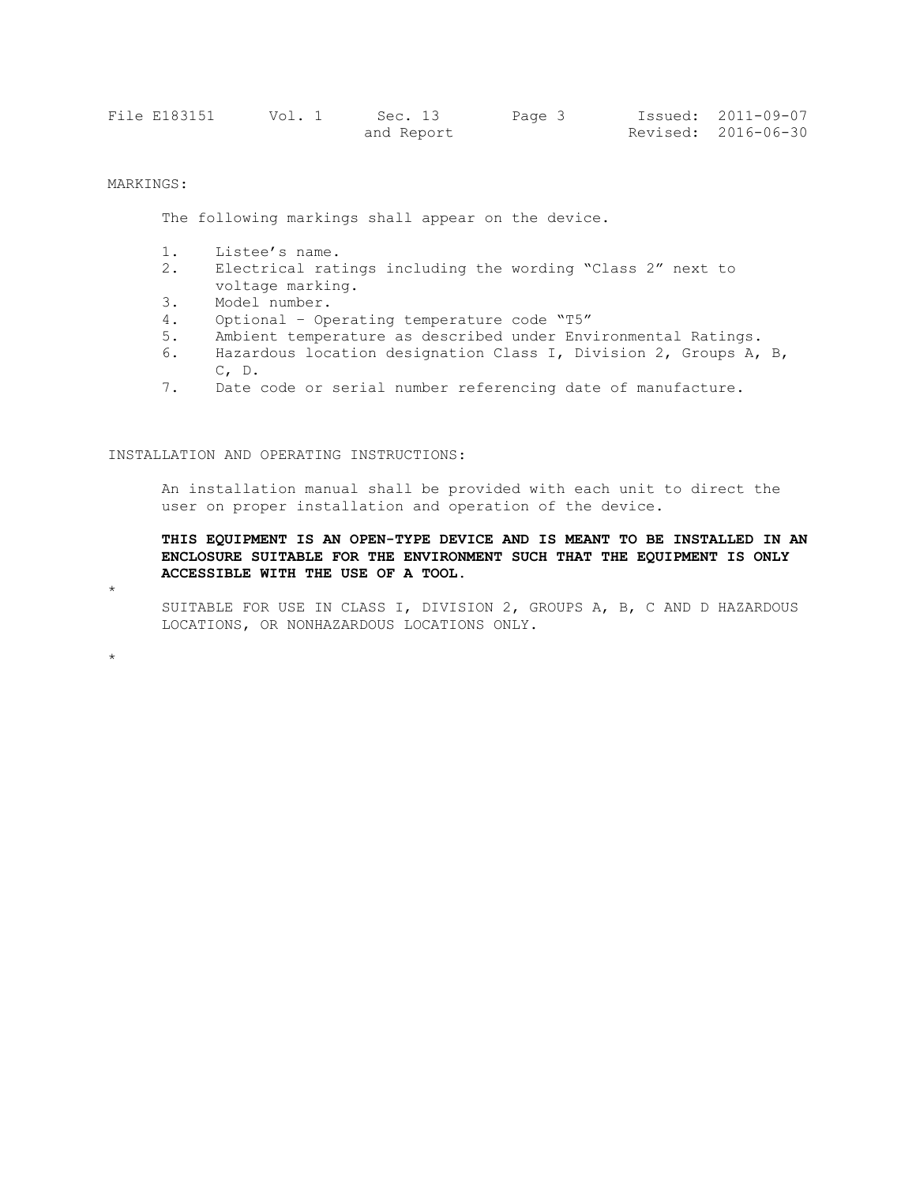MARKINGS:

The following markings shall appear on the device.

1. Listee's name.
2. Electrical ratings including the wording "Class 2" next to voltage marking.
3. Model number.
4. Optional – Operating temperature code "T5"
5. Ambient temperature as described under Environmental Ratings.
6. Hazardous location designation Class I, Division 2, Groups A, B, C, D.
7. Date code or serial number referencing date of manufacture.

INSTALLATION AND OPERATING INSTRUCTIONS:

An installation manual shall be provided with each unit to direct the user on proper installation and operation of the device.

**THIS EQUIPMENT IS AN OPEN-TYPE DEVICE AND IS MEANT TO BE INSTALLED IN AN ENCLOSURE SUITABLE FOR THE ENVIRONMENT SUCH THAT THE EQUIPMENT IS ONLY ACCESSIBLE WITH THE USE OF A TOOL.**

*

SUITABLE FOR USE IN CLASS I, DIVISION 2, GROUPS A, B, C AND D HAZARDOUS LOCATIONS, OR NONHAZARDOUS LOCATIONS ONLY.

*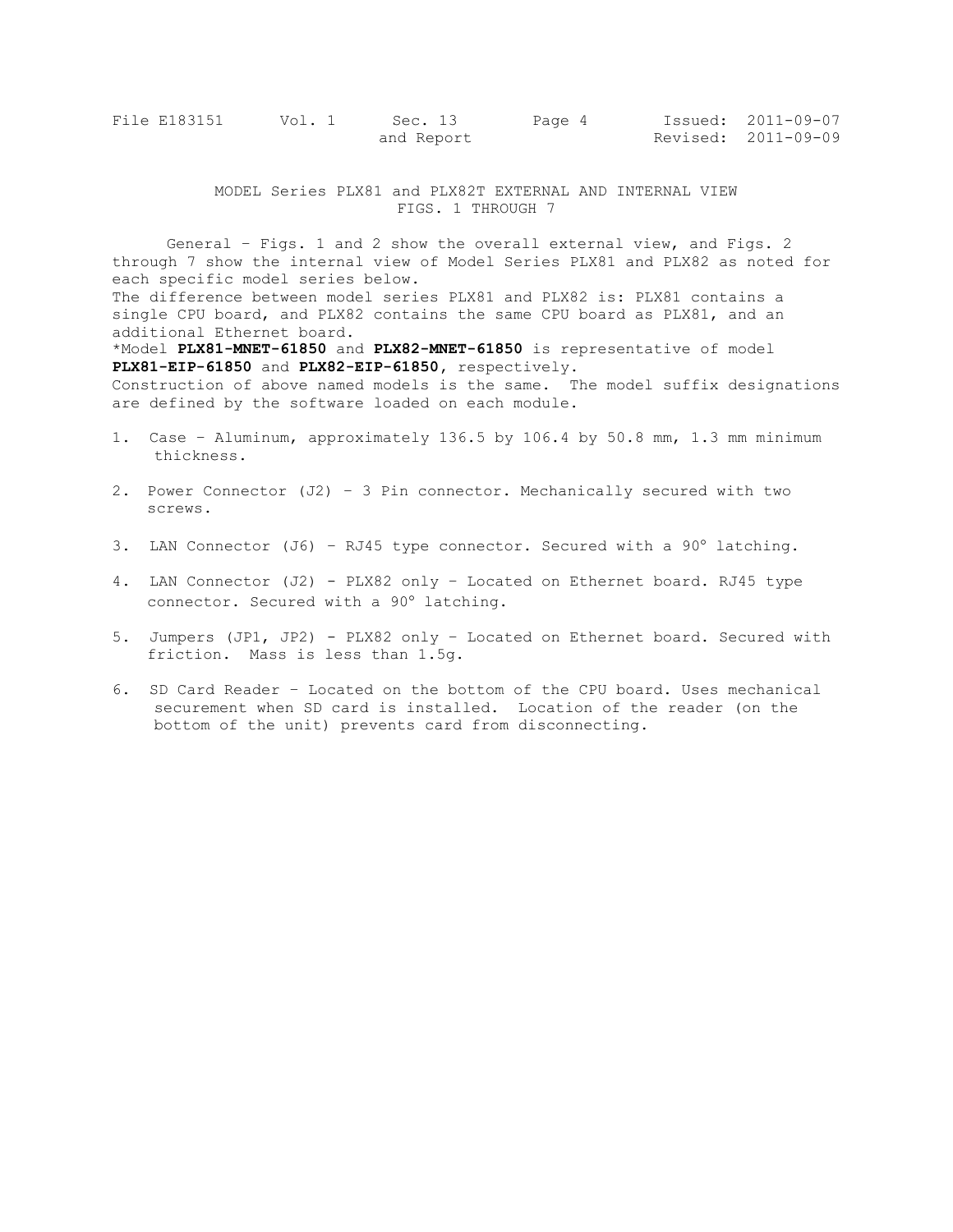MODEL Series PLX81 and PLX82T EXTERNAL AND INTERNAL VIEW
FIGS. 1 THROUGH 7

General – Figs. 1 and 2 show the overall external view, and Figs. 2 through 7 show the internal view of Model Series PLX81 and PLX82 as noted for each specific model series below.
The difference between model series PLX81 and PLX82 is: PLX81 contains a single CPU board, and PLX82 contains the same CPU board as PLX81, and an additional Ethernet board.
*Model **PLX81-MNET-61850** and **PLX82-MNET-61850** is representative of model **PLX81-EIP-61850** and **PLX82-EIP-61850**, respectively.
Construction of above named models is the same. The model suffix designations are defined by the software loaded on each module.

1. Case – Aluminum, approximately 136.5 by 106.4 by 50.8 mm, 1.3 mm minimum thickness.

2. Power Connector (J2) – 3 Pin connector. Mechanically secured with two screws.

3. LAN Connector (J6) – RJ45 type connector. Secured with a 90° latching.

4. LAN Connector (J2) - PLX82 only – Located on Ethernet board. RJ45 type connector. Secured with a 90° latching.

5. Jumpers (JP1, JP2) - PLX82 only – Located on Ethernet board. Secured with friction. Mass is less than 1.5g.

6. SD Card Reader – Located on the bottom of the CPU board. Uses mechanical securement when SD card is installed. Location of the reader (on the bottom of the unit) prevents card from disconnecting.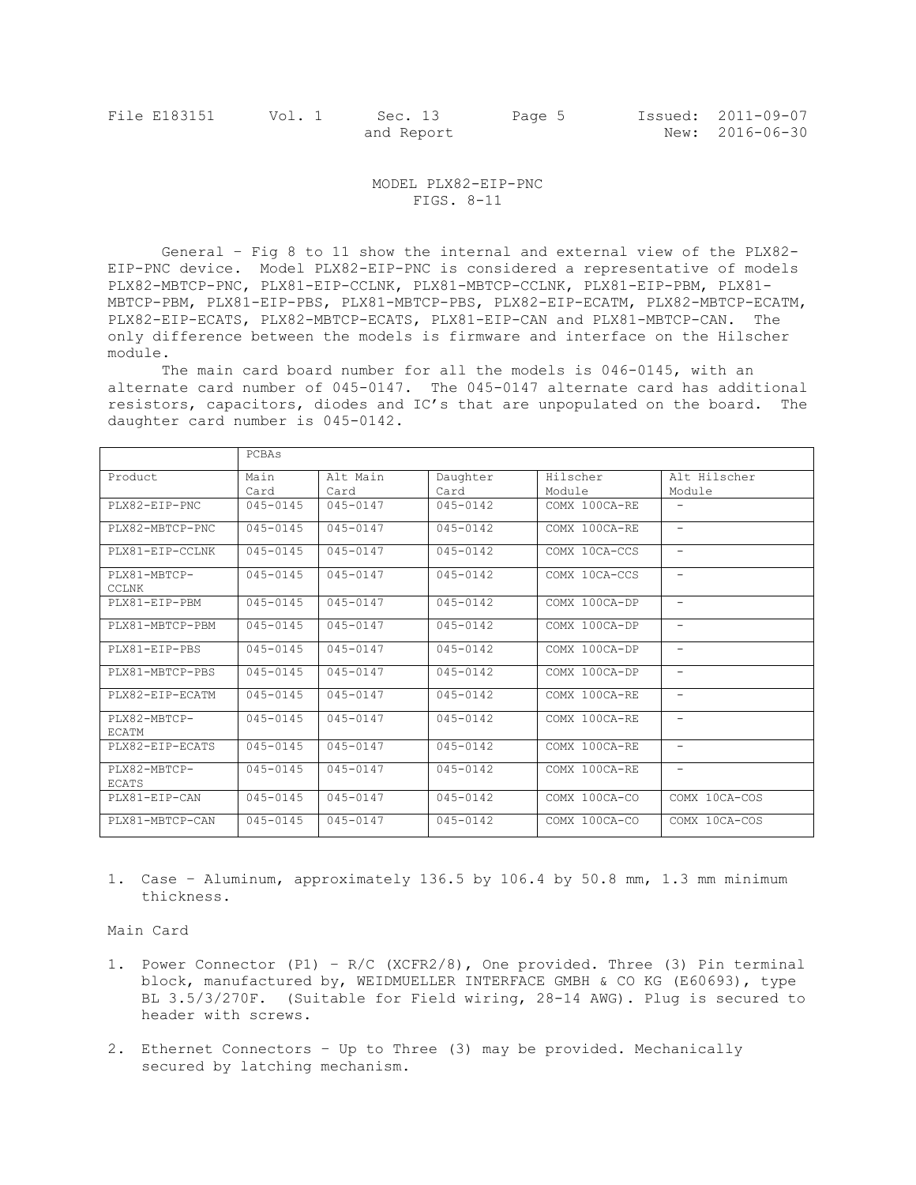# MODEL PLX82-EIP-PNC
## FIGS. 8-11

General – Fig 8 to 11 show the internal and external view of the PLX82-EIP-PNC device. Model PLX82-EIP-PNC is considered a representative of models PLX82-MBTCP-PNC, PLX81-EIP-CCLNK, PLX81-MBTCP-CCLNK, PLX81-EIP-PBM, PLX81-MBTCP-PBM, PLX81-EIP-PBS, PLX81-MBTCP-PBS, PLX82-EIP-ECATM, PLX82-MBTCP-ECATM, PLX82-EIP-ECATS, PLX82-MBTCP-ECATS, PLX81-EIP-CAN and PLX81-MBTCP-CAN. The only difference between the models is firmware and interface on the Hilscher module.

The main card board number for all the models is 046-0145, with an alternate card number of 045-0147. The 045-0147 alternate card has additional resistors, capacitors, diodes and IC's that are unpopulated on the board. The daughter card number is 045-0142.

| | PCBAs | | | | |
|---|---|---|---|---|---|
| Product | Main Card | Alt Main Card | Daughter Card | Hilscher Module | Alt Hilscher Module |
| PLX82-EIP-PNC | 045-0145 | 045-0147 | 045-0142 | COMX 100CA-RE | - |
| PLX82-MBTCP-PNC | 045-0145 | 045-0147 | 045-0142 | COMX 100CA-RE | - |
| PLX81-EIP-CCLNK | 045-0145 | 045-0147 | 045-0142 | COMX 10CA-CCS | - |
| PLX81-MBTCP-CCLNK | 045-0145 | 045-0147 | 045-0142 | COMX 10CA-CCS | - |
| PLX81-EIP-PBM | 045-0145 | 045-0147 | 045-0142 | COMX 100CA-DP | - |
| PLX81-MBTCP-PBM | 045-0145 | 045-0147 | 045-0142 | COMX 100CA-DP | - |
| PLX81-EIP-PBS | 045-0145 | 045-0147 | 045-0142 | COMX 100CA-DP | - |
| PLX81-MBTCP-PBS | 045-0145 | 045-0147 | 045-0142 | COMX 100CA-DP | - |
| PLX82-EIP-ECATM | 045-0145 | 045-0147 | 045-0142 | COMX 100CA-RE | - |
| PLX82-MBTCP-ECATM | 045-0145 | 045-0147 | 045-0142 | COMX 100CA-RE | - |
| PLX82-EIP-ECATS | 045-0145 | 045-0147 | 045-0142 | COMX 100CA-RE | - |
| PLX82-MBTCP-ECATS | 045-0145 | 045-0147 | 045-0142 | COMX 100CA-RE | - |
| PLX81-EIP-CAN | 045-0145 | 045-0147 | 045-0142 | COMX 100CA-CO | COMX 10CA-COS |
| PLX81-MBTCP-CAN | 045-0145 | 045-0147 | 045-0142 | COMX 100CA-CO | COMX 10CA-COS |

1. Case – Aluminum, approximately 136.5 by 106.4 by 50.8 mm, 1.3 mm minimum thickness.

Main Card

1. Power Connector (P1) – R/C (XCFR2/8), One provided. Three (3) Pin terminal block, manufactured by, WEIDMUELLER INTERFACE GMBH & CO KG (E60693), type BL 3.5/3/270F. (Suitable for Field wiring, 28-14 AWG). Plug is secured to header with screws.

2. Ethernet Connectors – Up to Three (3) may be provided. Mechanically secured by latching mechanism.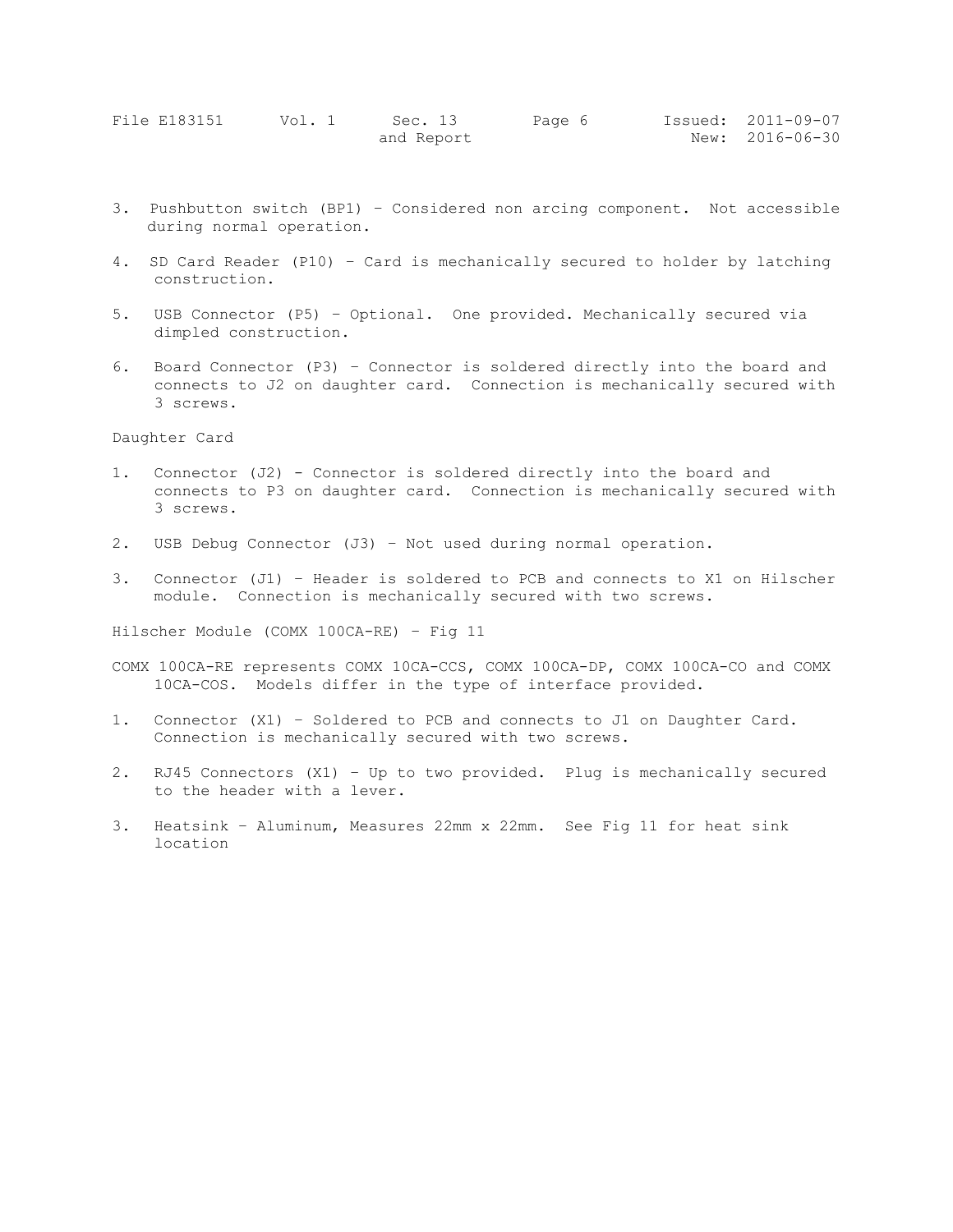3. Pushbutton switch (BP1) – Considered non arcing component. Not accessible during normal operation.

4. SD Card Reader (P10) – Card is mechanically secured to holder by latching construction.

5. USB Connector (P5) – Optional. One provided. Mechanically secured via dimpled construction.

6. Board Connector (P3) – Connector is soldered directly into the board and connects to J2 on daughter card. Connection is mechanically secured with 3 screws.

Daughter Card

1. Connector (J2) - Connector is soldered directly into the board and connects to P3 on daughter card. Connection is mechanically secured with 3 screws.

2. USB Debug Connector (J3) – Not used during normal operation.

3. Connector (J1) – Header is soldered to PCB and connects to X1 on Hilscher module. Connection is mechanically secured with two screws.

Hilscher Module (COMX 100CA-RE) – Fig 11

COMX 100CA-RE represents COMX 10CA-CCS, COMX 100CA-DP, COMX 100CA-CO and COMX 10CA-COS. Models differ in the type of interface provided.

1. Connector (X1) – Soldered to PCB and connects to J1 on Daughter Card. Connection is mechanically secured with two screws.

2. RJ45 Connectors (X1) – Up to two provided. Plug is mechanically secured to the header with a lever.

3. Heatsink – Aluminum, Measures 22mm x 22mm. See Fig 11 for heat sink location